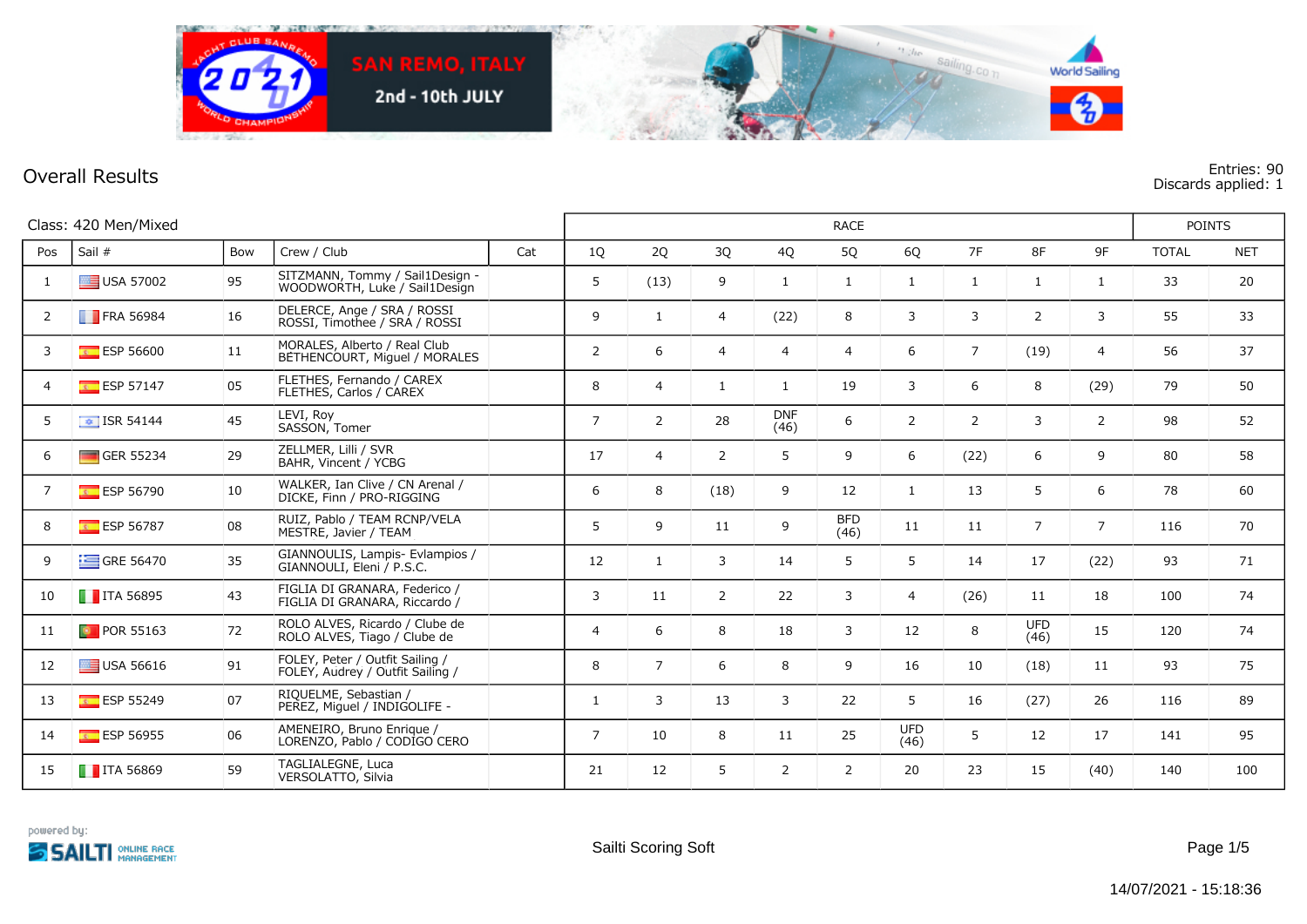SAN REMO, ITALY

2nd - 10th JULY

## Overall Results

Entries: 90
Discards applied: 1

Class: 420 Men/Mixed

| Pos | Sail # | Bow | Crew / Club | Cat | RACE | | | | | | | | | POINTS | |
|---|---|---|---|---|---|---|---|---|---|---|---|---|---|---|---|
| | | | | | 1Q | 2Q | 3Q | 4Q | 5Q | 6Q | 7F | 8F | 9F | TOTAL | NET |
| 1 | USA 57002 | 95 | SITZMANN, Tommy / Sail1Design - WOODWORTH, Luke / Sail1Design | | 5 | (13) | 9 | 1 | 1 | 1 | 1 | 1 | 1 | 33 | 20 |
| 2 | FRA 56984 | 16 | DELERCE, Ange / SRA / ROSSI ROSSI, Timothee / SRA / ROSSI | | 9 | 1 | 4 | (22) | 8 | 3 | 3 | 2 | 3 | 55 | 33 |
| 3 | ESP 56600 | 11 | MORALES, Alberto / Real Club BETHENCOURT, Miguel / MORALES | | 2 | 6 | 4 | 4 | 4 | 6 | 7 | (19) | 4 | 56 | 37 |
| 4 | ESP 57147 | 05 | FLETHES, Fernando / CAREX FLETHES, Carlos / CAREX | | 8 | 4 | 1 | 1 | 19 | 3 | 6 | 8 | (29) | 79 | 50 |
| 5 | ISR 54144 | 45 | LEVI, Roy SASSON, Tomer | | 7 | 2 | 28 | DNF (46) | 6 | 2 | 2 | 3 | 2 | 98 | 52 |
| 6 | GER 55234 | 29 | ZELLMER, Lilli / SVR BAHR, Vincent / YCBG | | 17 | 4 | 2 | 5 | 9 | 6 | (22) | 6 | 9 | 80 | 58 |
| 7 | ESP 56790 | 10 | WALKER, Ian Clive / CN Arenal / DICKE, Finn / PRO-RIGGING | | 6 | 8 | (18) | 9 | 12 | 1 | 13 | 5 | 6 | 78 | 60 |
| 8 | ESP 56787 | 08 | RUIZ, Pablo / TEAM RCNP/VELA MESTRE, Javier / TEAM | | 5 | 9 | 11 | 9 | BFD (46) | 11 | 11 | 7 | 7 | 116 | 70 |
| 9 | GRE 56470 | 35 | GIANNOULIS, Lampis- Evlampios / GIANNOULI, Eleni / P.S.C. | | 12 | 1 | 3 | 14 | 5 | 5 | 14 | 17 | (22) | 93 | 71 |
| 10 | ITA 56895 | 43 | FIGLIA DI GRANARA, Federico / FIGLIA DI GRANARA, Riccardo / | | 3 | 11 | 2 | 22 | 3 | 4 | (26) | 11 | 18 | 100 | 74 |
| 11 | POR 55163 | 72 | ROLO ALVES, Ricardo / Clube de ROLO ALVES, Tiago / Clube de | | 4 | 6 | 8 | 18 | 3 | 12 | 8 | UFD (46) | 15 | 120 | 74 |
| 12 | USA 56616 | 91 | FOLEY, Peter / Outfit Sailing / FOLEY, Audrey / Outfit Sailing / | | 8 | 7 | 6 | 8 | 9 | 16 | 10 | (18) | 11 | 93 | 75 |
| 13 | ESP 55249 | 07 | RIQUELME, Sebastian / PEREZ, Miguel / INDIGOLIFE - | | 1 | 3 | 13 | 3 | 22 | 5 | 16 | (27) | 26 | 116 | 89 |
| 14 | ESP 56955 | 06 | AMENEIRO, Bruno Enrique / LORENZO, Pablo / CODIGO CERO | | 7 | 10 | 8 | 11 | 25 | UFD (46) | 5 | 12 | 17 | 141 | 95 |
| 15 | ITA 56869 | 59 | TAGLIALEGNE, Luca VERSOLATTO, Silvia | | 21 | 12 | 5 | 2 | 2 | 20 | 23 | 15 | (40) | 140 | 100 |

powered by: SAILTI ONLINE RACE MANAGEMENT

Sailti Scoring Soft

14/07/2021 - 15:18:36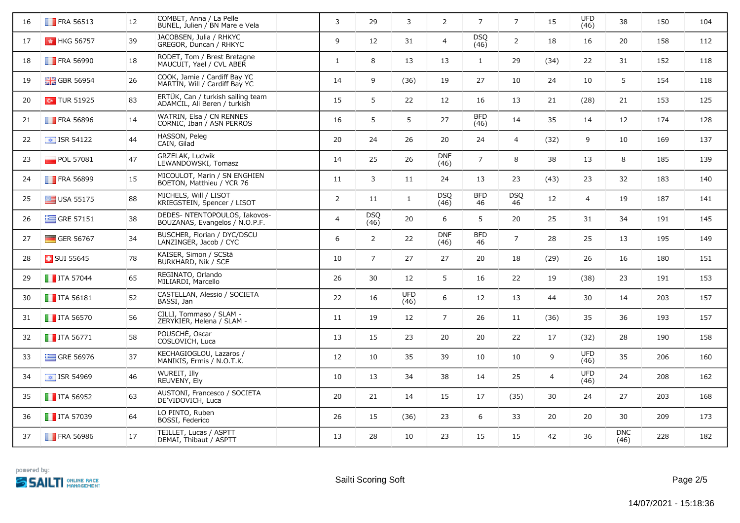| 16 | FRA 56513 | 12 | COMBET, Anna / La Pelle BUNEL, Julien / BN Mare e Vela | | 3 | 29 | 3 | 2 | 7 | 7 | 15 | UFD (46) | 38 | 150 | 104 |
|---|---|---|---|---|---|---|---|---|---|---|---|---|---|---|---|
| 17 | HKG 56757 | 39 | JACOBSEN, Julia / RHKYC GREGOR, Duncan / RHKYC | | 9 | 12 | 31 | 4 | DSQ (46) | 2 | 18 | 16 | 20 | 158 | 112 |
| 18 | FRA 56990 | 18 | RODET, Tom / Brest Bretagne MAUCUIT, Yael / CVL ABER | | 1 | 8 | 13 | 13 | 1 | 29 | (34) | 22 | 31 | 152 | 118 |
| 19 | GBR 56954 | 26 | COOK, Jamie / Cardiff Bay YC MARTIN, Will / Cardiff Bay YC | | 14 | 9 | (36) | 19 | 27 | 10 | 24 | 10 | 5 | 154 | 118 |
| 20 | TUR 51925 | 83 | ERTÜK, Can / turkish sailing team ADAMCIL, Ali Beren / turkish | | 15 | 5 | 22 | 12 | 16 | 13 | 21 | (28) | 21 | 153 | 125 |
| 21 | FRA 56896 | 14 | WATRIN, Elsa / CN RENNES CORNIC, Iban / ASN PERROS | | 16 | 5 | 5 | 27 | BFD (46) | 14 | 35 | 14 | 12 | 174 | 128 |
| 22 | ISR 54122 | 44 | HASSON, Peleg CAIN, Gilad | | 20 | 24 | 26 | 20 | 24 | 4 | (32) | 9 | 10 | 169 | 137 |
| 23 | POL 57081 | 47 | GRZELAK, Ludwik LEWANDOWSKI, Tomasz | | 14 | 25 | 26 | DNF (46) | 7 | 8 | 38 | 13 | 8 | 185 | 139 |
| 24 | FRA 56899 | 15 | MICOULOT, Marin / SN ENGHIEN BOETON, Matthieu / YCR 76 | | 11 | 3 | 11 | 24 | 13 | 23 | (43) | 23 | 32 | 183 | 140 |
| 25 | USA 55175 | 88 | MICHELS, Will / LISOT KRIEGSTEIN, Spencer / LISOT | | 2 | 11 | 1 | DSQ (46) | BFD 46 | DSQ 46 | 12 | 4 | 19 | 187 | 141 |
| 26 | GRE 57151 | 38 | DEDES- NTENTOPOULOS, Iakovos- BOUZANAS, Evangelos / N.O.P.F. | | 4 | DSQ (46) | 20 | 6 | 5 | 20 | 25 | 31 | 34 | 191 | 145 |
| 27 | GER 56767 | 34 | BUSCHER, Florian / DYC/DSCU LANZINGER, Jacob / CYC | | 6 | 2 | 22 | DNF (46) | BFD 46 | 7 | 28 | 25 | 13 | 195 | 149 |
| 28 | SUI 55645 | 78 | KAISER, Simon / SCStä BURKHARD, Nik / SCE | | 10 | 7 | 27 | 27 | 20 | 18 | (29) | 26 | 16 | 180 | 151 |
| 29 | ITA 57044 | 65 | REGINATO, Orlando MILIARDI, Marcello | | 26 | 30 | 12 | 5 | 16 | 22 | 19 | (38) | 23 | 191 | 153 |
| 30 | ITA 56181 | 52 | CASTELLAN, Alessio / SOCIETA BASSI, Jan | | 22 | 16 | UFD (46) | 6 | 12 | 13 | 44 | 30 | 14 | 203 | 157 |
| 31 | ITA 56570 | 56 | CILLI, Tommaso / SLAM - ZERYKIER, Helena / SLAM - | | 11 | 19 | 12 | 7 | 26 | 11 | (36) | 35 | 36 | 193 | 157 |
| 32 | ITA 56771 | 58 | POUSCHÉ, Oscar COSLOVICH, Luca | | 13 | 15 | 23 | 20 | 20 | 22 | 17 | (32) | 28 | 190 | 158 |
| 33 | GRE 56976 | 37 | KECHAGIOGLOU, Lazaros / MANIKIS, Ermis / N.O.T.K. | | 12 | 10 | 35 | 39 | 10 | 10 | 9 | UFD (46) | 35 | 206 | 160 |
| 34 | ISR 54969 | 46 | WUREIT, Illy REUVENY, Ely | | 10 | 13 | 34 | 38 | 14 | 25 | 4 | UFD (46) | 24 | 208 | 162 |
| 35 | ITA 56952 | 63 | AUSTONI, Francesco / SOCIETA DE'VIDOVICH, Luca | | 20 | 21 | 14 | 15 | 17 | (35) | 30 | 24 | 27 | 203 | 168 |
| 36 | ITA 57039 | 64 | LO PINTO, Ruben BOSSI, Federico | | 26 | 15 | (36) | 23 | 6 | 33 | 20 | 20 | 30 | 209 | 173 |
| 37 | FRA 56986 | 17 | TEILLET, Lucas / ASPTT DEMAI, Thibaut / ASPTT | | 13 | 28 | 10 | 23 | 15 | 15 | 42 | 36 | DNC (46) | 228 | 182 |

powered by: SAILTI ONLINE RACE MANAGEMENT

Sailti Scoring Soft

14/07/2021 - 15:18:36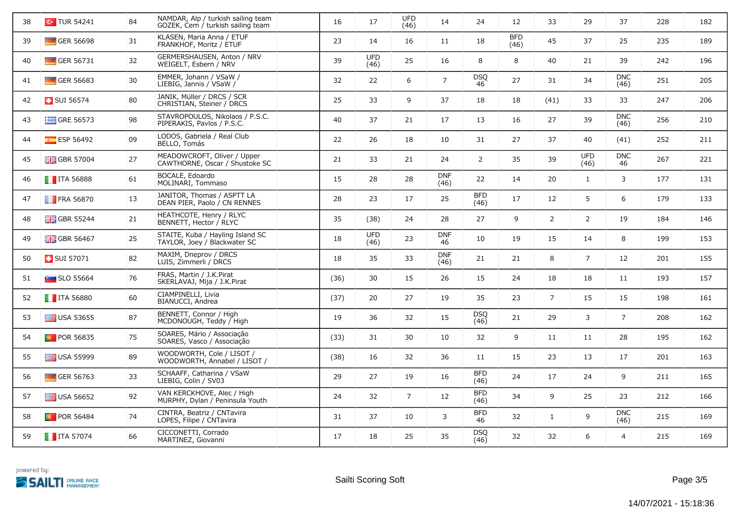| | | | | | | | | | | | | | | |
|---|---|---|---|---|---|---|---|---|---|---|---|---|---|---|
| 38 | TUR 54241 | 84 | NAMDAR, Alp / turkish sailing team GOZEK, Cem / turkish sailing team | 16 | 17 | UFD (46) | 14 | 24 | 12 | 33 | 29 | 37 | 228 | 182 |
| 39 | GER 56698 | 31 | KLASEN, Maria Anna / ETUF FRANKHOF, Moritz / ETUF | 23 | 14 | 16 | 11 | 18 | BFD (46) | 45 | 37 | 25 | 235 | 189 |
| 40 | GER 56731 | 32 | GERMERSHAUSEN, Anton / NRV WEIGELT, Esbern / NRV | 39 | UFD (46) | 25 | 16 | 8 | 8 | 40 | 21 | 39 | 242 | 196 |
| 41 | GER 56683 | 30 | EMMER, Johann / VSaW / LIEBIG, Jannis / VSaW / | 32 | 22 | 6 | 7 | DSQ 46 | 27 | 31 | 34 | DNC (46) | 251 | 205 |
| 42 | SUI 56574 | 80 | JANIK, Müller / DRCS / SCR CHRISTIAN, Steiner / DRCS | 25 | 33 | 9 | 37 | 18 | 18 | (41) | 33 | 33 | 247 | 206 |
| 43 | GRE 56573 | 98 | STAVROPOULOS, Nikolaos / P.S.C. PIPERAKIS, Pavlos / P.S.C. | 40 | 37 | 21 | 17 | 13 | 16 | 27 | 39 | DNC (46) | 256 | 210 |
| 44 | ESP 56492 | 09 | LODOS, Gabriela / Real Club BELLO, Tomás | 22 | 26 | 18 | 10 | 31 | 27 | 37 | 40 | (41) | 252 | 211 |
| 45 | GBR 57004 | 27 | MEADOWCROFT, Oliver / Upper CAWTHORNE, Oscar / Shustoke SC | 21 | 33 | 21 | 24 | 2 | 35 | 39 | UFD (46) | DNC 46 | 267 | 221 |
| 46 | ITA 56888 | 61 | BOCALE, Edoardo MOLINARI, Tommaso | 15 | 28 | 28 | DNF (46) | 22 | 14 | 20 | 1 | 3 | 177 | 131 |
| 47 | FRA 56870 | 13 | JANITOR, Thomas / ASPTT LA DEAN PIER, Paolo / CN RENNES | 28 | 23 | 17 | 25 | BFD (46) | 17 | 12 | 5 | 6 | 179 | 133 |
| 48 | GBR 55244 | 21 | HEATHCOTE, Henry / RLYC BENNETT, Hector / RLYC | 35 | (38) | 24 | 28 | 27 | 9 | 2 | 2 | 19 | 184 | 146 |
| 49 | GBR 56467 | 25 | STAITE, Kuba / Hayling Island SC TAYLOR, Joey / Blackwater SC | 18 | UFD (46) | 23 | DNF 46 | 10 | 19 | 15 | 14 | 8 | 199 | 153 |
| 50 | SUI 57071 | 82 | MAXIM, Dneprov / DRCS LUIS, Zimmerli / DRCS | 18 | 35 | 33 | DNF (46) | 21 | 21 | 8 | 7 | 12 | 201 | 155 |
| 51 | SLO 55664 | 76 | FRAS, Martin / J.K.Pirat SKERLAVAJ, Mija / J.K.Pirat | (36) | 30 | 15 | 26 | 15 | 24 | 18 | 18 | 11 | 193 | 157 |
| 52 | ITA 56880 | 60 | CIAMPINELLI, Livia BIANUCCI, Andrea | (37) | 20 | 27 | 19 | 35 | 23 | 7 | 15 | 15 | 198 | 161 |
| 53 | USA 53655 | 87 | BENNETT, Connor / High MCDONOUGH, Teddy / High | 19 | 36 | 32 | 15 | DSQ (46) | 21 | 29 | 3 | 7 | 208 | 162 |
| 54 | POR 56835 | 75 | SOARES, Mário / Associação SOARES, Vasco / Associação | (33) | 31 | 30 | 10 | 32 | 9 | 11 | 11 | 28 | 195 | 162 |
| 55 | USA 55999 | 89 | WOODWORTH, Cole / LISOT / WOODWORTH, Annabel / LISOT / | (38) | 16 | 32 | 36 | 11 | 15 | 23 | 13 | 17 | 201 | 163 |
| 56 | GER 56763 | 33 | SCHAAFF, Catharina / VSaW LIEBIG, Colin / SV03 | 29 | 27 | 19 | 16 | BFD (46) | 24 | 17 | 24 | 9 | 211 | 165 |
| 57 | USA 56652 | 92 | VAN KERCKHOVE, Alec / High MURPHY, Dylan / Peninsula Youth | 24 | 32 | 7 | 12 | BFD (46) | 34 | 9 | 25 | 23 | 212 | 166 |
| 58 | POR 56484 | 74 | CINTRA, Beatriz / CNTavira LOPES, Filipe / CNTavira | 31 | 37 | 10 | 3 | BFD 46 | 32 | 1 | 9 | DNC (46) | 215 | 169 |
| 59 | ITA 57074 | 66 | CICCONETTI, Corrado MARTINEZ, Giovanni | 17 | 18 | 25 | 35 | DSQ (46) | 32 | 32 | 6 | 4 | 215 | 169 |

powered by: SAILTI ONLINE RACE MANAGEMENT

Sailti Scoring Soft

14/07/2021 - 15:18:36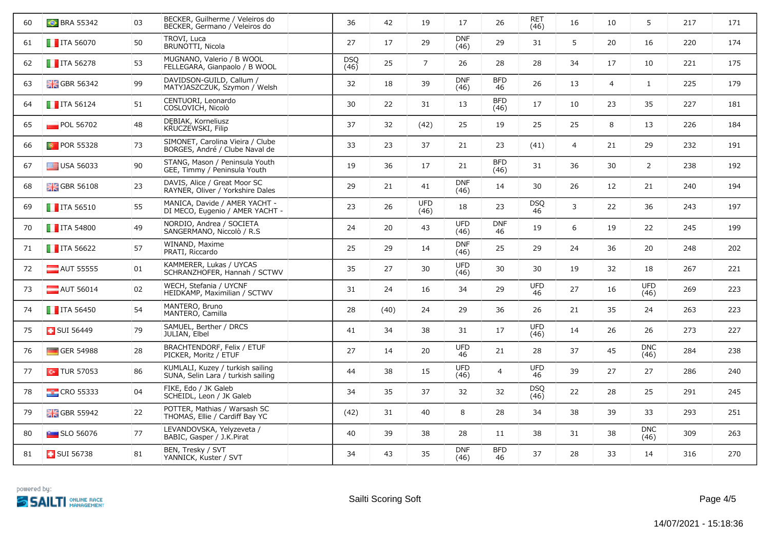| 60 | BRA 55342 | 03 | BECKER, Guilherme / Veleiros do<br>BECKER, Germano / Veleiros do | | 36 | 42 | 19 | 17 | 26 | RET (46) | 16 | 10 | 5 | 217 | 171 |
|---|---|---|---|---|---|---|---|---|---|---|---|---|---|---|---|
| 61 | ITA 56070 | 50 | TROVI, Luca<br>BRUNOTTI, Nicola | | 27 | 17 | 29 | DNF (46) | 29 | 31 | 5 | 20 | 16 | 220 | 174 |
| 62 | ITA 56278 | 53 | MUGNANO, Valerio / B WOOL<br>FELLEGARA, Gianpaolo / B WOOL | | DSQ (46) | 25 | 7 | 26 | 28 | 28 | 34 | 17 | 10 | 221 | 175 |
| 63 | GBR 56342 | 99 | DAVIDSON-GUILD, Callum /<br>MATYJASZCZUK, Szymon / Welsh | | 32 | 18 | 39 | DNF (46) | BFD 46 | 26 | 13 | 4 | 1 | 225 | 179 |
| 64 | ITA 56124 | 51 | CENTUORI, Leonardo<br>COSLOVICH, Nicolò | | 30 | 22 | 31 | 13 | BFD (46) | 17 | 10 | 23 | 35 | 227 | 181 |
| 65 | POL 56702 | 48 | DĘBIAK, Korneliusz<br>KRUCZEWSKI, Filip | | 37 | 32 | (42) | 25 | 19 | 25 | 25 | 8 | 13 | 226 | 184 |
| 66 | POR 55328 | 73 | SIMONET, Carolina Vieira / Clube<br>BORGES, André / Clube Naval de | | 33 | 23 | 37 | 21 | 23 | (41) | 4 | 21 | 29 | 232 | 191 |
| 67 | USA 56033 | 90 | STANG, Mason / Peninsula Youth<br>GEE, Timmy / Peninsula Youth | | 19 | 36 | 17 | 21 | BFD (46) | 31 | 36 | 30 | 2 | 238 | 192 |
| 68 | GBR 56108 | 23 | DAVIS, Alice / Great Moor SC<br>RAYNER, Oliver / Yorkshire Dales | | 29 | 21 | 41 | DNF (46) | 14 | 30 | 26 | 12 | 21 | 240 | 194 |
| 69 | ITA 56510 | 55 | MANICA, Davide / AMER YACHT -<br>DI MECO, Eugenio / AMER YACHT - | | 23 | 26 | UFD (46) | 18 | 23 | DSQ 46 | 3 | 22 | 36 | 243 | 197 |
| 70 | ITA 54800 | 49 | NORDIO, Andrea / SOCIETA<br>SANGERMANO, Niccolò / R.S | | 24 | 20 | 43 | UFD (46) | DNF 46 | 19 | 6 | 19 | 22 | 245 | 199 |
| 71 | ITA 56622 | 57 | WINAND, Maxime<br>PRATI, Riccardo | | 25 | 29 | 14 | DNF (46) | 25 | 29 | 24 | 36 | 20 | 248 | 202 |
| 72 | AUT 55555 | 01 | KAMMERER, Lukas / UYCAS<br>SCHRANZHOFER, Hannah / SCTWV | | 35 | 27 | 30 | UFD (46) | 30 | 30 | 19 | 32 | 18 | 267 | 221 |
| 73 | AUT 56014 | 02 | WECH, Stefania / UYCNF<br>HEIDKAMP, Maximilian / SCTWV | | 31 | 24 | 16 | 34 | 29 | UFD 46 | 27 | 16 | UFD (46) | 269 | 223 |
| 74 | ITA 56450 | 54 | MANTERO, Bruno<br>MANTERO, Camilla | | 28 | (40) | 24 | 29 | 36 | 26 | 21 | 35 | 24 | 263 | 223 |
| 75 | SUI 56449 | 79 | SAMUEL, Berther / DRCS<br>JULIAN, Elbel | | 41 | 34 | 38 | 31 | 17 | UFD (46) | 14 | 26 | 26 | 273 | 227 |
| 76 | GER 54988 | 28 | BRACHTENDORF, Felix / ETUF<br>PICKER, Moritz / ETUF | | 27 | 14 | 20 | UFD 46 | 21 | 28 | 37 | 45 | DNC (46) | 284 | 238 |
| 77 | TUR 57053 | 86 | KUMLALI, Kuzey / turkish sailing<br>SUNA, Selin Lara / turkish sailing | | 44 | 38 | 15 | UFD (46) | 4 | UFD 46 | 39 | 27 | 27 | 286 | 240 |
| 78 | CRO 55333 | 04 | FIKE, Edo / JK Galeb<br>SCHEIDL, Leon / JK Galeb | | 34 | 35 | 37 | 32 | 32 | DSQ (46) | 22 | 28 | 25 | 291 | 245 |
| 79 | GBR 55942 | 22 | POTTER, Mathias / Warsash SC<br>THOMAS, Ellie / Cardiff Bay YC | | (42) | 31 | 40 | 8 | 28 | 34 | 38 | 39 | 33 | 293 | 251 |
| 80 | SLO 56076 | 77 | LEVANDOVSKA, Yelyzeveta /<br>BABIC, Gasper / J.K.Pirat | | 40 | 39 | 38 | 28 | 11 | 38 | 31 | 38 | DNC (46) | 309 | 263 |
| 81 | SUI 56738 | 81 | BEN, Tresky / SVT<br>YANNICK, Kuster / SVT | | 34 | 43 | 35 | DNF (46) | BFD 46 | 37 | 28 | 33 | 14 | 316 | 270 |

powered by: SAILTI ONLINE RACE MANAGEMENT

Sailti Scoring Soft

14/07/2021 - 15:18:36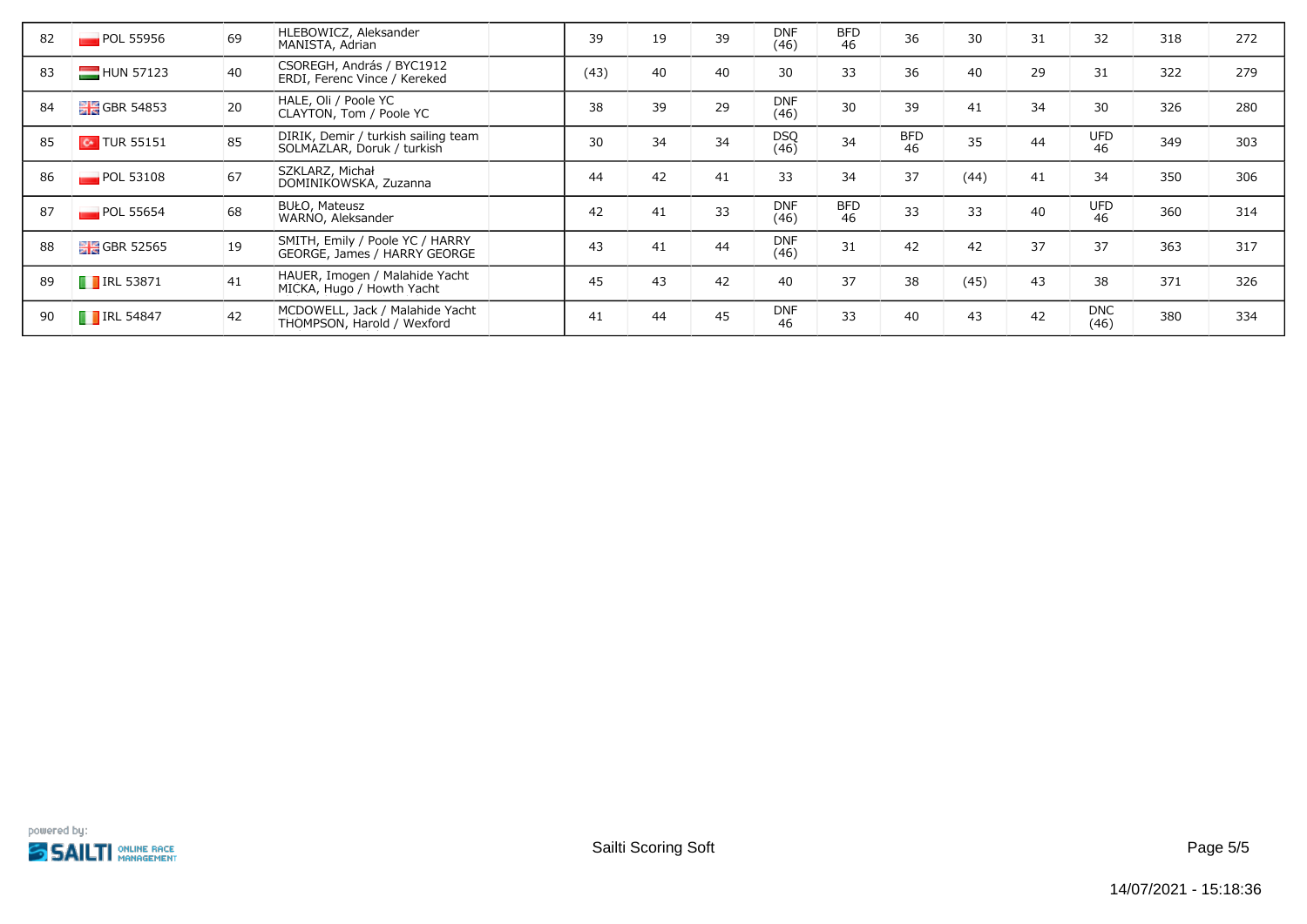| | | | | | | | | | | | | | | | | |
|---|---|---|---|---|---|---|---|---|---|---|---|---|---|---|---|---|
| 82 | POL 55956 | 69 | HLEBOWICZ, Aleksander<br>MANISTA, Adrian | | 39 | 19 | 39 | DNF (46) | BFD 46 | 36 | 30 | 31 | 32 | 318 | 272 |
| 83 | HUN 57123 | 40 | CSOREGH, András / BYC1912<br>ERDI, Ferenc Vince / Kereked | | (43) | 40 | 40 | 30 | 33 | 36 | 40 | 29 | 31 | 322 | 279 |
| 84 | GBR 54853 | 20 | HALE, Oli / Poole YC<br>CLAYTON, Tom / Poole YC | | 38 | 39 | 29 | DNF (46) | 30 | 39 | 41 | 34 | 30 | 326 | 280 |
| 85 | TUR 55151 | 85 | DIRIK, Demir / turkish sailing team<br>SOLMAZLAR, Doruk / turkish | | 30 | 34 | 34 | DSQ (46) | 34 | BFD 46 | 35 | 44 | UFD 46 | 349 | 303 |
| 86 | POL 53108 | 67 | SZKLARZ, Michał<br>DOMINIKOWSKA, Zuzanna | | 44 | 42 | 41 | 33 | 34 | 37 | (44) | 41 | 34 | 350 | 306 |
| 87 | POL 55654 | 68 | BUŁO, Mateusz<br>WARNO, Aleksander | | 42 | 41 | 33 | DNF (46) | BFD 46 | 33 | 33 | 40 | UFD 46 | 360 | 314 |
| 88 | GBR 52565 | 19 | SMITH, Emily / Poole YC / HARRY<br>GEORGE, James / HARRY GEORGE | | 43 | 41 | 44 | DNF (46) | 31 | 42 | 42 | 37 | 37 | 363 | 317 |
| 89 | IRL 53871 | 41 | HAUER, Imogen / Malahide Yacht<br>MICKA, Hugo / Howth Yacht | | 45 | 43 | 42 | 40 | 37 | 38 | (45) | 43 | 38 | 371 | 326 |
| 90 | IRL 54847 | 42 | MCDOWELL, Jack / Malahide Yacht<br>THOMPSON, Harold / Wexford | | 41 | 44 | 45 | DNF 46 | 33 | 40 | 43 | 42 | DNC (46) | 380 | 334 |

powered by: SAILTI ONLINE RACE MANAGEMENT

Sailti Scoring Soft

14/07/2021 - 15:18:36